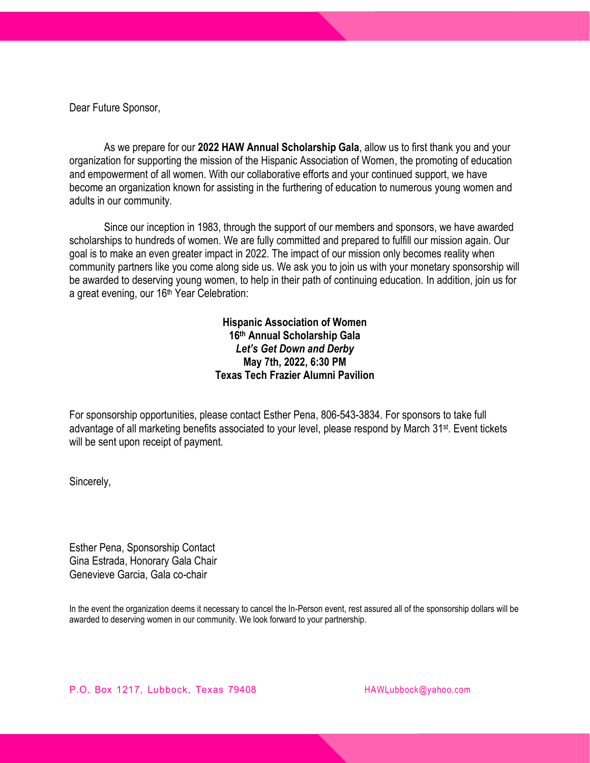Dear Future Sponsor,

As we prepare for our **2022 HAW Annual Scholarship Gala**, allow us to first thank you and your organization for supporting the mission of the Hispanic Association of Women, the promoting of education and empowerment of all women. With our collaborative efforts and your continued support, we have become an organization known for assisting in the furthering of education to numerous young women and adults in our community.

Since our inception in 1983, through the support of our members and sponsors, we have awarded scholarships to hundreds of women. We are fully committed and prepared to fulfill our mission again. Our goal is to make an even greater impact in 2022. The impact of our mission only becomes reality when community partners like you come along side us. We ask you to join us with your monetary sponsorship will be awarded to deserving young women, to help in their path of continuing education. In addition, join us for a great evening, our 16th Year Celebration:

**Hispanic Association of Women**
**16th Annual Scholarship Gala**
***Let's Get Down and Derby***
**May 7th, 2022, 6:30 PM**
**Texas Tech Frazier Alumni Pavilion**

For sponsorship opportunities, please contact Esther Pena, 806-543-3834. For sponsors to take full advantage of all marketing benefits associated to your level, please respond by March 31st. Event tickets will be sent upon receipt of payment.

Sincerely,

Esther Pena, Sponsorship Contact
Gina Estrada, Honorary Gala Chair
Genevieve Garcia, Gala co-chair

In the event the organization deems it necessary to cancel the In-Person event, rest assured all of the sponsorship dollars will be awarded to deserving women in our community. We look forward to your partnership.

P.O. Box 1217, Lubbock, Texas 79408 HAWLubbock@yahoo.com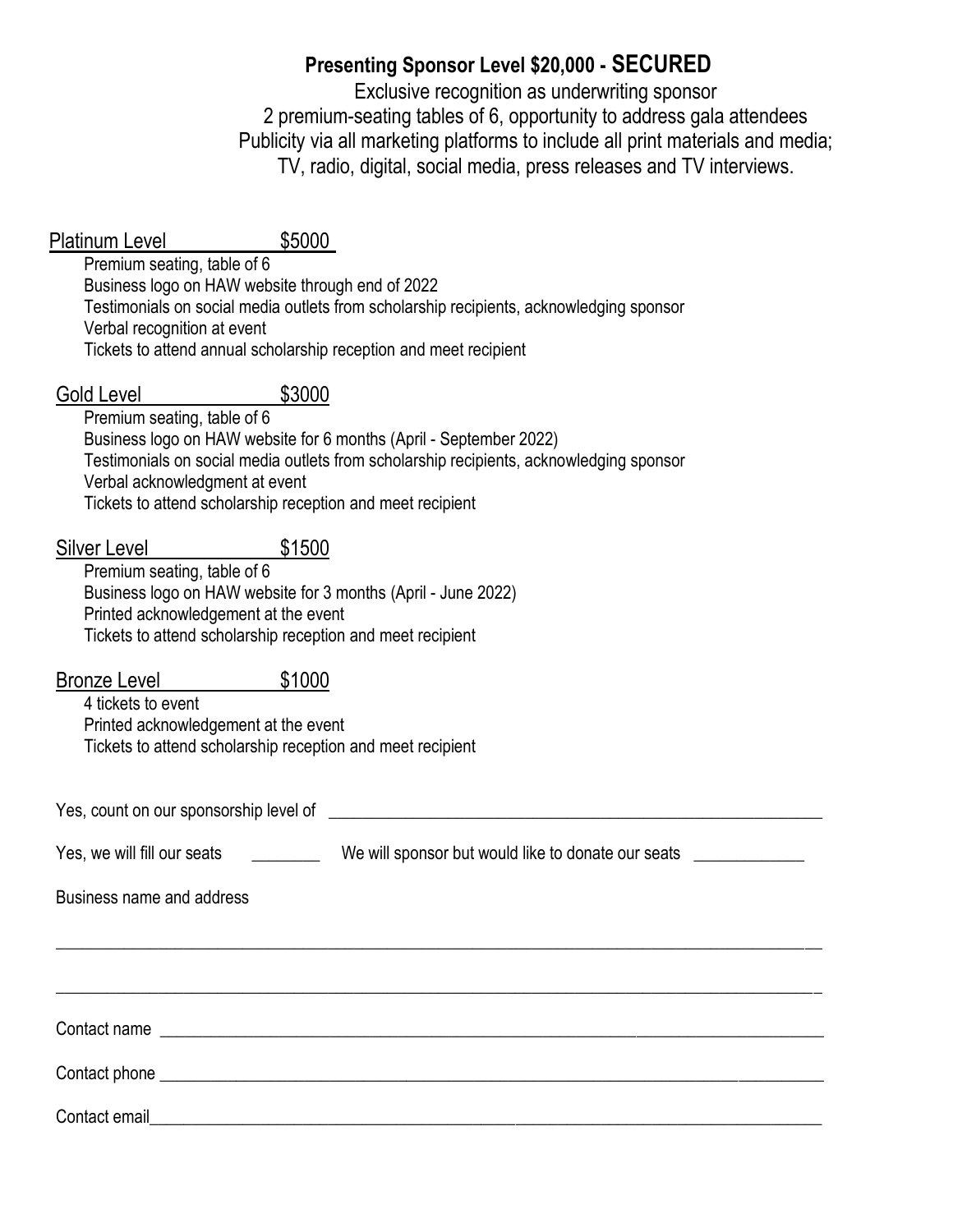## Presenting Sponsor Level $20,000 - **SECURED**

Exclusive recognition as underwriting sponsor
2 premium-seating tables of 6, opportunity to address gala attendees
Publicity via all marketing platforms to include all print materials and media;
TV, radio, digital, social media, press releases and TV interviews.

### Platinum Level $5000

- Premium seating, table of 6
- Business logo on HAW website through end of 2022
- Testimonials on social media outlets from scholarship recipients, acknowledging sponsor
- Verbal recognition at event
- Tickets to attend annual scholarship reception and meet recipient

### Gold Level $3000

- Premium seating, table of 6
- Business logo on HAW website for 6 months (April - September 2022)
- Testimonials on social media outlets from scholarship recipients, acknowledging sponsor
- Verbal acknowledgment at event
- Tickets to attend scholarship reception and meet recipient

### Silver Level $1500

- Premium seating, table of 6
- Business logo on HAW website for 3 months (April - June 2022)
- Printed acknowledgement at the event
- Tickets to attend scholarship reception and meet recipient

### Bronze Level $1000

- 4 tickets to event
- Printed acknowledgement at the event
- Tickets to attend scholarship reception and meet recipient

Yes, count on our sponsorship level of ____________________________________________

Yes, we will fill our seats ________ We will sponsor but would like to donate our seats ____________

Business name and address

______________________________________________________________________________

______________________________________________________________________________

Contact name ___________________________________________________________________

Contact phone __________________________________________________________________

Contact email___________________________________________________________________